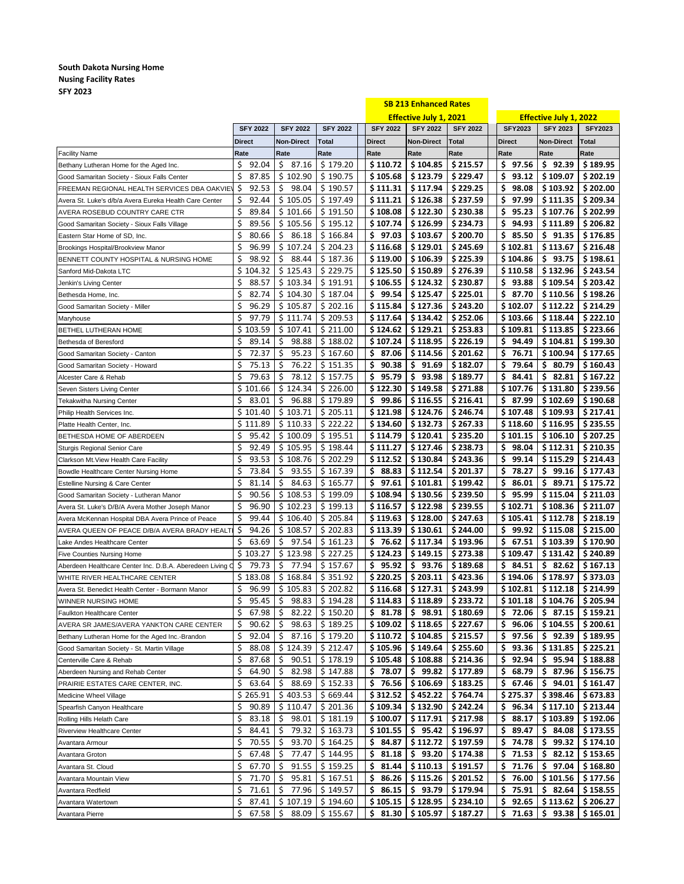**South Dakota Nursing Home**
**Nusing Facility Rates**
**SFY 2023**

| | | | | SB 213 Enhanced Rates Effective July 1, 2021 | | | Effective July 1, 2022 | | |
|---|---|---|---|---|---|---|---|---|---|
| | SFY 2022 | SFY 2022 | SFY 2022 | SFY 2022 | SFY 2022 | SFY 2022 | SFY2023 | SFY 2023 | SFY2023 |
| | Direct | Non-Direct | Total | Direct | Non-Direct | Total | Direct | Non-Direct | Total |
| Facility Name | Rate | Rate | Rate | Rate | Rate | Rate | Rate | Rate | Rate |
| Bethany Lutheran Home for the Aged Inc. | $ 92.04 | $ 87.16 | $ 179.20 | $ 110.72 | $ 104.85 | $ 215.57 | $ 97.56 | $ 92.39 | $ 189.95 |
| Good Samaritan Society - Sioux Falls Center | $ 87.85 | $ 102.90 | $ 190.75 | $ 105.68 | $ 123.79 | $ 229.47 | $ 93.12 | $ 109.07 | $ 202.19 |
| FREEMAN REGIONAL HEALTH SERVICES DBA OAKVIEW | $ 92.53 | $ 98.04 | $ 190.57 | $ 111.31 | $ 117.94 | $ 229.25 | $ 98.08 | $ 103.92 | $ 202.00 |
| Avera St. Luke's d/b/a Avera Eureka Health Care Center | $ 92.44 | $ 105.05 | $ 197.49 | $ 111.21 | $ 126.38 | $ 237.59 | $ 97.99 | $ 111.35 | $ 209.34 |
| AVERA ROSEBUD COUNTRY CARE CTR | $ 89.84 | $ 101.66 | $ 191.50 | $ 108.08 | $ 122.30 | $ 230.38 | $ 95.23 | $ 107.76 | $ 202.99 |
| Good Samaritan Society - Sioux Falls Village | $ 89.56 | $ 105.56 | $ 195.12 | $ 107.74 | $ 126.99 | $ 234.73 | $ 94.93 | $ 111.89 | $ 206.82 |
| Eastern Star Home of SD, Inc. | $ 80.66 | $ 86.18 | $ 166.84 | $ 97.03 | $ 103.67 | $ 200.70 | $ 85.50 | $ 91.35 | $ 176.85 |
| Brookings Hospital/Brookview Manor | $ 96.99 | $ 107.24 | $ 204.23 | $ 116.68 | $ 129.01 | $ 245.69 | $ 102.81 | $ 113.67 | $ 216.48 |
| BENNETT COUNTY HOSPITAL & NURSING HOME | $ 98.92 | $ 88.44 | $ 187.36 | $ 119.00 | $ 106.39 | $ 225.39 | $ 104.86 | $ 93.75 | $ 198.61 |
| Sanford Mid-Dakota LTC | $ 104.32 | $ 125.43 | $ 229.75 | $ 125.50 | $ 150.89 | $ 276.39 | $ 110.58 | $ 132.96 | $ 243.54 |
| Jenkin's Living Center | $ 88.57 | $ 103.34 | $ 191.91 | $ 106.55 | $ 124.32 | $ 230.87 | $ 93.88 | $ 109.54 | $ 203.42 |
| Bethesda Home, Inc. | $ 82.74 | $ 104.30 | $ 187.04 | $ 99.54 | $ 125.47 | $ 225.01 | $ 87.70 | $ 110.56 | $ 198.26 |
| Good Samaritan Society - Miller | $ 96.29 | $ 105.87 | $ 202.16 | $ 115.84 | $ 127.36 | $ 243.20 | $ 102.07 | $ 112.22 | $ 214.29 |
| Maryhouse | $ 97.79 | $ 111.74 | $ 209.53 | $ 117.64 | $ 134.42 | $ 252.06 | $ 103.66 | $ 118.44 | $ 222.10 |
| BETHEL LUTHERAN HOME | $ 103.59 | $ 107.41 | $ 211.00 | $ 124.62 | $ 129.21 | $ 253.83 | $ 109.81 | $ 113.85 | $ 223.66 |
| Bethesda of Beresford | $ 89.14 | $ 98.88 | $ 188.02 | $ 107.24 | $ 118.95 | $ 226.19 | $ 94.49 | $ 104.81 | $ 199.30 |
| Good Samaritan Society - Canton | $ 72.37 | $ 95.23 | $ 167.60 | $ 87.06 | $ 114.56 | $ 201.62 | $ 76.71 | $ 100.94 | $ 177.65 |
| Good Samaritan Society - Howard | $ 75.13 | $ 76.22 | $ 151.35 | $ 90.38 | $ 91.69 | $ 182.07 | $ 79.64 | $ 80.79 | $ 160.43 |
| Alcester Care & Rehab | $ 79.63 | $ 78.12 | $ 157.75 | $ 95.79 | $ 93.98 | $ 189.77 | $ 84.41 | $ 82.81 | $ 167.22 |
| Seven Sisters Living Center | $ 101.66 | $ 124.34 | $ 226.00 | $ 122.30 | $ 149.58 | $ 271.88 | $ 107.76 | $ 131.80 | $ 239.56 |
| Tekakwitha Nursing Center | $ 83.01 | $ 96.88 | $ 179.89 | $ 99.86 | $ 116.55 | $ 216.41 | $ 87.99 | $ 102.69 | $ 190.68 |
| Philip Health Services Inc. | $ 101.40 | $ 103.71 | $ 205.11 | $ 121.98 | $ 124.76 | $ 246.74 | $ 107.48 | $ 109.93 | $ 217.41 |
| Platte Health Center, Inc. | $ 111.89 | $ 110.33 | $ 222.22 | $ 134.60 | $ 132.73 | $ 267.33 | $ 118.60 | $ 116.95 | $ 235.55 |
| BETHESDA HOME OF ABERDEEN | $ 95.42 | $ 100.09 | $ 195.51 | $ 114.79 | $ 120.41 | $ 235.20 | $ 101.15 | $ 106.10 | $ 207.25 |
| Sturgis Regional Senior Care | $ 92.49 | $ 105.95 | $ 198.44 | $ 111.27 | $ 127.46 | $ 238.73 | $ 98.04 | $ 112.31 | $ 210.35 |
| Clarkson Mt.View Health Care Facility | $ 93.53 | $ 108.76 | $ 202.29 | $ 112.52 | $ 130.84 | $ 243.36 | $ 99.14 | $ 115.29 | $ 214.43 |
| Bowdle Healthcare Center Nursing Home | $ 73.84 | $ 93.55 | $ 167.39 | $ 88.83 | $ 112.54 | $ 201.37 | $ 78.27 | $ 99.16 | $ 177.43 |
| Estelline Nursing & Care Center | $ 81.14 | $ 84.63 | $ 165.77 | $ 97.61 | $ 101.81 | $ 199.42 | $ 86.01 | $ 89.71 | $ 175.72 |
| Good Samaritan Society - Lutheran Manor | $ 90.56 | $ 108.53 | $ 199.09 | $ 108.94 | $ 130.56 | $ 239.50 | $ 95.99 | $ 115.04 | $ 211.03 |
| Avera St. Luke's D/B/A Avera Mother Joseph Manor | $ 96.90 | $ 102.23 | $ 199.13 | $ 116.57 | $ 122.98 | $ 239.55 | $ 102.71 | $ 108.36 | $ 211.07 |
| Avera McKennan Hospital DBA Avera Prince of Peace | $ 99.44 | $ 106.40 | $ 205.84 | $ 119.63 | $ 128.00 | $ 247.63 | $ 105.41 | $ 112.78 | $ 218.19 |
| AVERA QUEEN OF PEACE D/B/A AVERA BRADY HEALTH | $ 94.26 | $ 108.57 | $ 202.83 | $ 113.39 | $ 130.61 | $ 244.00 | $ 99.92 | $ 115.08 | $ 215.00 |
| Lake Andes Healthcare Center | $ 63.69 | $ 97.54 | $ 161.23 | $ 76.62 | $ 117.34 | $ 193.96 | $ 67.51 | $ 103.39 | $ 170.90 |
| Five Counties Nursing Home | $ 103.27 | $ 123.98 | $ 227.25 | $ 124.23 | $ 149.15 | $ 273.38 | $ 109.47 | $ 131.42 | $ 240.89 |
| Aberdeen Healthcare Center Inc. D.B.A. Aberedeen Living C | $ 79.73 | $ 77.94 | $ 157.67 | $ 95.92 | $ 93.76 | $ 189.68 | $ 84.51 | $ 82.62 | $ 167.13 |
| WHITE RIVER HEALTHCARE CENTER | $ 183.08 | $ 168.84 | $ 351.92 | $ 220.25 | $ 203.11 | $ 423.36 | $ 194.06 | $ 178.97 | $ 373.03 |
| Avera St. Benedict Health Center - Bormann Manor | $ 96.99 | $ 105.83 | $ 202.82 | $ 116.68 | $ 127.31 | $ 243.99 | $ 102.81 | $ 112.18 | $ 214.99 |
| WINNER NURSING HOME | $ 95.45 | $ 98.83 | $ 194.28 | $ 114.83 | $ 118.89 | $ 233.72 | $ 101.18 | $ 104.76 | $ 205.94 |
| Faulkton Healthcare Center | $ 67.98 | $ 82.22 | $ 150.20 | $ 81.78 | $ 98.91 | $ 180.69 | $ 72.06 | $ 87.15 | $ 159.21 |
| AVERA SR JAMES/AVERA YANKTON CARE CENTER | $ 90.62 | $ 98.63 | $ 189.25 | $ 109.02 | $ 118.65 | $ 227.67 | $ 96.06 | $ 104.55 | $ 200.61 |
| Bethany Lutheran Home for the Aged Inc.-Brandon | $ 92.04 | $ 87.16 | $ 179.20 | $ 110.72 | $ 104.85 | $ 215.57 | $ 97.56 | $ 92.39 | $ 189.95 |
| Good Samaritan Society - St. Martin Village | $ 88.08 | $ 124.39 | $ 212.47 | $ 105.96 | $ 149.64 | $ 255.60 | $ 93.36 | $ 131.85 | $ 225.21 |
| Centerville Care & Rehab | $ 87.68 | $ 90.51 | $ 178.19 | $ 105.48 | $ 108.88 | $ 214.36 | $ 92.94 | $ 95.94 | $ 188.88 |
| Aberdeen Nursing and Rehab Center | $ 64.90 | $ 82.98 | $ 147.88 | $ 78.07 | $ 99.82 | $ 177.89 | $ 68.79 | $ 87.96 | $ 156.75 |
| PRAIRIE ESTATES CARE CENTER, INC. | $ 63.64 | $ 88.69 | $ 152.33 | $ 76.56 | $ 106.69 | $ 183.25 | $ 67.46 | $ 94.01 | $ 161.47 |
| Medicine Wheel Village | $ 265.91 | $ 403.53 | $ 669.44 | $ 312.52 | $ 452.22 | $ 764.74 | $ 275.37 | $ 398.46 | $ 673.83 |
| Spearfish Canyon Healthcare | $ 90.89 | $ 110.47 | $ 201.36 | $ 109.34 | $ 132.90 | $ 242.24 | $ 96.34 | $ 117.10 | $ 213.44 |
| Rolling Hills Helath Care | $ 83.18 | $ 98.01 | $ 181.19 | $ 100.07 | $ 117.91 | $ 217.98 | $ 88.17 | $ 103.89 | $ 192.06 |
| Riverview Healthcare Center | $ 84.41 | $ 79.32 | $ 163.73 | $ 101.55 | $ 95.42 | $ 196.97 | $ 89.47 | $ 84.08 | $ 173.55 |
| Avantara Armour | $ 70.55 | $ 93.70 | $ 164.25 | $ 84.87 | $ 112.72 | $ 197.59 | $ 74.78 | $ 99.32 | $ 174.10 |
| Avantara Groton | $ 67.48 | $ 77.47 | $ 144.95 | $ 81.18 | $ 93.20 | $ 174.38 | $ 71.53 | $ 82.12 | $ 153.65 |
| Avantara St. Cloud | $ 67.70 | $ 91.55 | $ 159.25 | $ 81.44 | $ 110.13 | $ 191.57 | $ 71.76 | $ 97.04 | $ 168.80 |
| Avantara Mountain View | $ 71.70 | $ 95.81 | $ 167.51 | $ 86.26 | $ 115.26 | $ 201.52 | $ 76.00 | $ 101.56 | $ 177.56 |
| Avantara Redfield | $ 71.61 | $ 77.96 | $ 149.57 | $ 86.15 | $ 93.79 | $ 179.94 | $ 75.91 | $ 82.64 | $ 158.55 |
| Avantara Watertown | $ 87.41 | $ 107.19 | $ 194.60 | $ 105.15 | $ 128.95 | $ 234.10 | $ 92.65 | $ 113.62 | $ 206.27 |
| Avantara Pierre | $ 67.58 | $ 88.09 | $ 155.67 | $ 81.30 | $ 105.97 | $ 187.27 | $ 71.63 | $ 93.38 | $ 165.01 |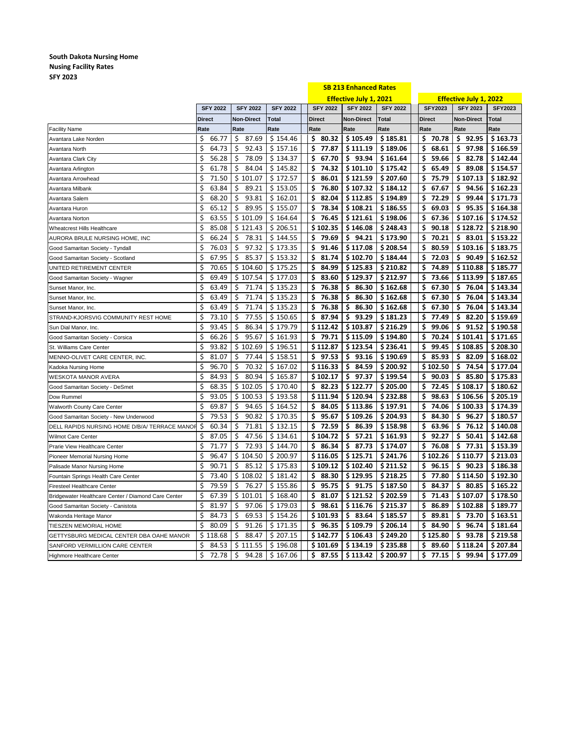**South Dakota Nursing Home**
**Nusing Facility Rates**
**SFY 2023**

| | | | | SB 213 Enhanced Rates Effective July 1, 2021 | | | Effective July 1, 2022 | | |
|---|---|---|---|---|---|---|---|---|---|
| | SFY 2022 | SFY 2022 | SFY 2022 | SFY 2022 | SFY 2022 | SFY 2022 | SFY2023 | SFY 2023 | SFY2023 |
| | Direct | Non-Direct | Total | Direct | Non-Direct | Total | Direct | Non-Direct | Total |
| Facility Name | Rate | Rate | Rate | Rate | Rate | Rate | Rate | Rate | Rate |
| Avantara Lake Norden | $ 66.77 | $ 87.69 | $ 154.46 | $ 80.32 | $ 105.49 | $ 185.81 | $ 70.78 | $ 92.95 | $ 163.73 |
| Avantara North | $ 64.73 | $ 92.43 | $ 157.16 | $ 77.87 | $ 111.19 | $ 189.06 | $ 68.61 | $ 97.98 | $ 166.59 |
| Avantara Clark City | $ 56.28 | $ 78.09 | $ 134.37 | $ 67.70 | $ 93.94 | $ 161.64 | $ 59.66 | $ 82.78 | $ 142.44 |
| Avantara Arlington | $ 61.78 | $ 84.04 | $ 145.82 | $ 74.32 | $ 101.10 | $ 175.42 | $ 65.49 | $ 89.08 | $ 154.57 |
| Avantara Arrowhead | $ 71.50 | $ 101.07 | $ 172.57 | $ 86.01 | $ 121.59 | $ 207.60 | $ 75.79 | $ 107.13 | $ 182.92 |
| Avantara Milbank | $ 63.84 | $ 89.21 | $ 153.05 | $ 76.80 | $ 107.32 | $ 184.12 | $ 67.67 | $ 94.56 | $ 162.23 |
| Avantara Salem | $ 68.20 | $ 93.81 | $ 162.01 | $ 82.04 | $ 112.85 | $ 194.89 | $ 72.29 | $ 99.44 | $ 171.73 |
| Avantara Huron | $ 65.12 | $ 89.95 | $ 155.07 | $ 78.34 | $ 108.21 | $ 186.55 | $ 69.03 | $ 95.35 | $ 164.38 |
| Avantara Norton | $ 63.55 | $ 101.09 | $ 164.64 | $ 76.45 | $ 121.61 | $ 198.06 | $ 67.36 | $ 107.16 | $ 174.52 |
| Wheatcrest Hills Healthcare | $ 85.08 | $ 121.43 | $ 206.51 | $ 102.35 | $ 146.08 | $ 248.43 | $ 90.18 | $ 128.72 | $ 218.90 |
| AURORA BRULE NURSING HOME, INC | $ 66.24 | $ 78.31 | $ 144.55 | $ 79.69 | $ 94.21 | $ 173.90 | $ 70.21 | $ 83.01 | $ 153.22 |
| Good Samaritan Society - Tyndall | $ 76.03 | $ 97.32 | $ 173.35 | $ 91.46 | $ 117.08 | $ 208.54 | $ 80.59 | $ 103.16 | $ 183.75 |
| Good Samaritan Society - Scotland | $ 67.95 | $ 85.37 | $ 153.32 | $ 81.74 | $ 102.70 | $ 184.44 | $ 72.03 | $ 90.49 | $ 162.52 |
| UNITED RETIREMENT CENTER | $ 70.65 | $ 104.60 | $ 175.25 | $ 84.99 | $ 125.83 | $ 210.82 | $ 74.89 | $ 110.88 | $ 185.77 |
| Good Samaritan Society - Wagner | $ 69.49 | $ 107.54 | $ 177.03 | $ 83.60 | $ 129.37 | $ 212.97 | $ 73.66 | $ 113.99 | $ 187.65 |
| Sunset Manor, Inc. | $ 63.49 | $ 71.74 | $ 135.23 | $ 76.38 | $ 86.30 | $ 162.68 | $ 67.30 | $ 76.04 | $ 143.34 |
| Sunset Manor, Inc. | $ 63.49 | $ 71.74 | $ 135.23 | $ 76.38 | $ 86.30 | $ 162.68 | $ 67.30 | $ 76.04 | $ 143.34 |
| Sunset Manor, Inc. | $ 63.49 | $ 71.74 | $ 135.23 | $ 76.38 | $ 86.30 | $ 162.68 | $ 67.30 | $ 76.04 | $ 143.34 |
| STRAND-KJORSVIG COMMUNITY REST HOME | $ 73.10 | $ 77.55 | $ 150.65 | $ 87.94 | $ 93.29 | $ 181.23 | $ 77.49 | $ 82.20 | $ 159.69 |
| Sun Dial Manor, Inc. | $ 93.45 | $ 86.34 | $ 179.79 | $ 112.42 | $ 103.87 | $ 216.29 | $ 99.06 | $ 91.52 | $ 190.58 |
| Good Samaritan Society - Corsica | $ 66.26 | $ 95.67 | $ 161.93 | $ 79.71 | $ 115.09 | $ 194.80 | $ 70.24 | $ 101.41 | $ 171.65 |
| St. Williams Care Center | $ 93.82 | $ 102.69 | $ 196.51 | $ 112.87 | $ 123.54 | $ 236.41 | $ 99.45 | $ 108.85 | $ 208.30 |
| MENNO-OLIVET CARE CENTER, INC. | $ 81.07 | $ 77.44 | $ 158.51 | $ 97.53 | $ 93.16 | $ 190.69 | $ 85.93 | $ 82.09 | $ 168.02 |
| Kadoka Nursing Home | $ 96.70 | $ 70.32 | $ 167.02 | $ 116.33 | $ 84.59 | $ 200.92 | $ 102.50 | $ 74.54 | $ 177.04 |
| WESKOTA MANOR AVERA | $ 84.93 | $ 80.94 | $ 165.87 | $ 102.17 | $ 97.37 | $ 199.54 | $ 90.03 | $ 85.80 | $ 175.83 |
| Good Samaritan Society - DeSmet | $ 68.35 | $ 102.05 | $ 170.40 | $ 82.23 | $ 122.77 | $ 205.00 | $ 72.45 | $ 108.17 | $ 180.62 |
| Dow Rummel | $ 93.05 | $ 100.53 | $ 193.58 | $ 111.94 | $ 120.94 | $ 232.88 | $ 98.63 | $ 106.56 | $ 205.19 |
| Walworth County Care Center | $ 69.87 | $ 94.65 | $ 164.52 | $ 84.05 | $ 113.86 | $ 197.91 | $ 74.06 | $ 100.33 | $ 174.39 |
| Good Samaritan Society - New Underwood | $ 79.53 | $ 90.82 | $ 170.35 | $ 95.67 | $ 109.26 | $ 204.93 | $ 84.30 | $ 96.27 | $ 180.57 |
| DELL RAPIDS NURSING HOME D/B/A/ TERRACE MANOR | $ 60.34 | $ 71.81 | $ 132.15 | $ 72.59 | $ 86.39 | $ 158.98 | $ 63.96 | $ 76.12 | $ 140.08 |
| Wilmot Care Center | $ 87.05 | $ 47.56 | $ 134.61 | $ 104.72 | $ 57.21 | $ 161.93 | $ 92.27 | $ 50.41 | $ 142.68 |
| Prarie View Healthcare Center | $ 71.77 | $ 72.93 | $ 144.70 | $ 86.34 | $ 87.73 | $ 174.07 | $ 76.08 | $ 77.31 | $ 153.39 |
| Pioneer Memorial Nursing Home | $ 96.47 | $ 104.50 | $ 200.97 | $ 116.05 | $ 125.71 | $ 241.76 | $ 102.26 | $ 110.77 | $ 213.03 |
| Palisade Manor Nursing Home | $ 90.71 | $ 85.12 | $ 175.83 | $ 109.12 | $ 102.40 | $ 211.52 | $ 96.15 | $ 90.23 | $ 186.38 |
| Fountain Springs Health Care Center | $ 73.40 | $ 108.02 | $ 181.42 | $ 88.30 | $ 129.95 | $ 218.25 | $ 77.80 | $ 114.50 | $ 192.30 |
| Firesteel Healthcare Center | $ 79.59 | $ 76.27 | $ 155.86 | $ 95.75 | $ 91.75 | $ 187.50 | $ 84.37 | $ 80.85 | $ 165.22 |
| Bridgewater Healthcare Center / Diamond Care Center | $ 67.39 | $ 101.01 | $ 168.40 | $ 81.07 | $ 121.52 | $ 202.59 | $ 71.43 | $ 107.07 | $ 178.50 |
| Good Samaritan Society - Canistota | $ 81.97 | $ 97.06 | $ 179.03 | $ 98.61 | $ 116.76 | $ 215.37 | $ 86.89 | $ 102.88 | $ 189.77 |
| Wakonda Heritage Manor | $ 84.73 | $ 69.53 | $ 154.26 | $ 101.93 | $ 83.64 | $ 185.57 | $ 89.81 | $ 73.70 | $ 163.51 |
| TIESZEN MEMORIAL HOME | $ 80.09 | $ 91.26 | $ 171.35 | $ 96.35 | $ 109.79 | $ 206.14 | $ 84.90 | $ 96.74 | $ 181.64 |
| GETTYSBURG MEDICAL CENTER DBA OAHE MANOR | $ 118.68 | $ 88.47 | $ 207.15 | $ 142.77 | $ 106.43 | $ 249.20 | $ 125.80 | $ 93.78 | $ 219.58 |
| SANFORD VERMILLION CARE CENTER | $ 84.53 | $ 111.55 | $ 196.08 | $ 101.69 | $ 134.19 | $ 235.88 | $ 89.60 | $ 118.24 | $ 207.84 |
| Highmore Healthcare Center | $ 72.78 | $ 94.28 | $ 167.06 | $ 87.55 | $ 113.42 | $ 200.97 | $ 77.15 | $ 99.94 | $ 177.09 |